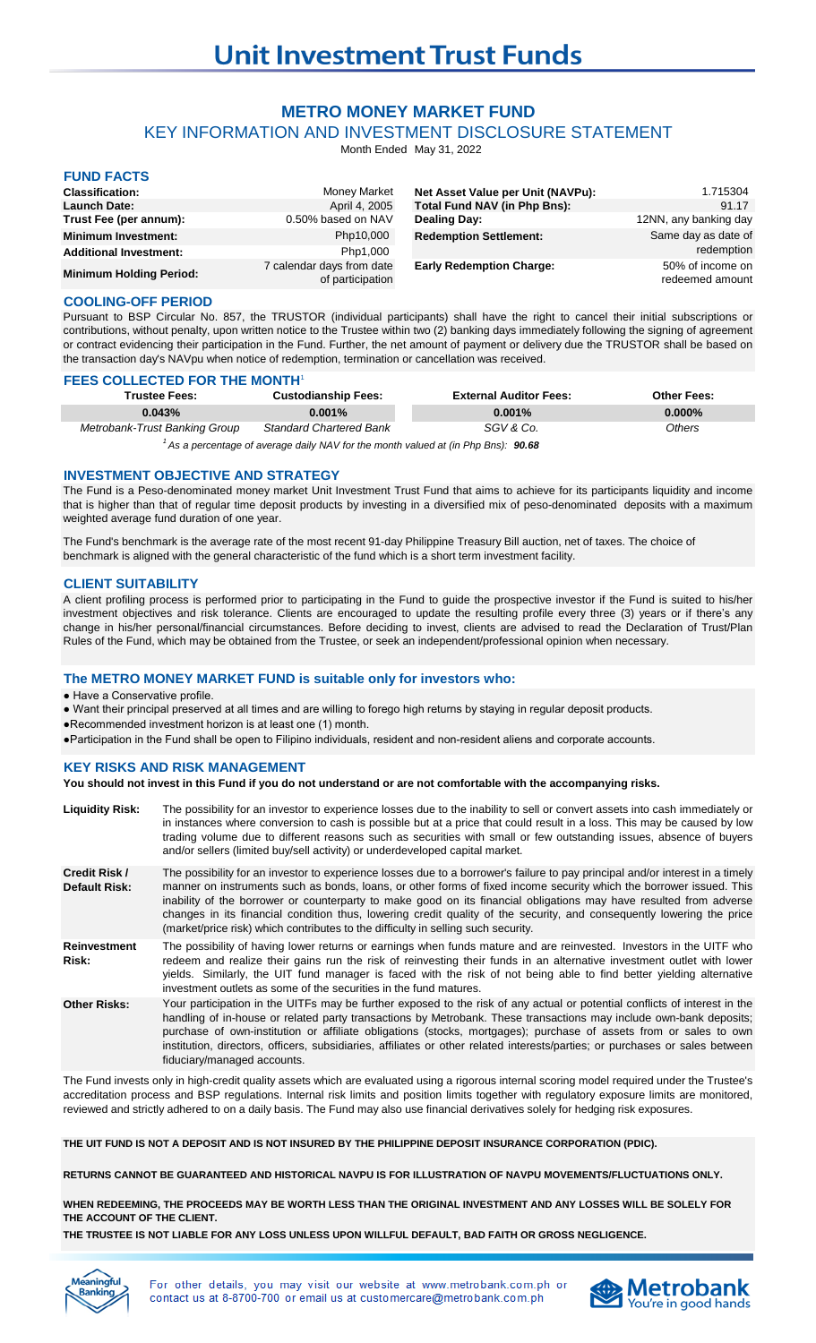# Unit Investment Trust Funds

## METRO MONEY MARKET FUND

### KEY INFORMATION AND INVESTMENT DISCLOSURE STATEMENT

Month Ended May 31, 2022

### FUND FACTS

| | | | |
|---|---|---|---|
| **Classification:** | Money Market | **Net Asset Value per Unit (NAVPu):** | 1.715304 |
| **Launch Date:** | April 4, 2005 | **Total Fund NAV (in Php Bns):** | 91.17 |
| **Trust Fee (per annum):** | 0.50% based on NAV | **Dealing Day:** | 12NN, any banking day |
| **Minimum Investment:** | Php10,000 | **Redemption Settlement:** | Same day as date of redemption |
| **Additional Investment:** | Php1,000 | | |
| **Minimum Holding Period:** | 7 calendar days from date of participation | **Early Redemption Charge:** | 50% of income on redeemed amount |

### COOLING-OFF PERIOD

Pursuant to BSP Circular No. 857, the TRUSTOR (individual participants) shall have the right to cancel their initial subscriptions or contributions, without penalty, upon written notice to the Trustee within two (2) banking days immediately following the signing of agreement or contract evidencing their participation in the Fund. Further, the net amount of payment or delivery due the TRUSTOR shall be based on the transaction day's NAVpu when notice of redemption, termination or cancellation was received.

### FEES COLLECTED FOR THE MONTH[1]

| Trustee Fees: | Custodianship Fees: | External Auditor Fees: | Other Fees: |
|---|---|---|---|
| **0.043%** | **0.001%** | **0.001%** | **0.000%** |
| *Metrobank-Trust Banking Group* | *Standard Chartered Bank* | *SGV & Co.* | *Others* |

[1] *As a percentage of average daily NAV for the month valued at (in Php Bns):* ***90.68***

### INVESTMENT OBJECTIVE AND STRATEGY

The Fund is a Peso-denominated money market Unit Investment Trust Fund that aims to achieve for its participants liquidity and income that is higher than that of regular time deposit products by investing in a diversified mix of peso-denominated deposits with a maximum weighted average fund duration of one year.

The Fund's benchmark is the average rate of the most recent 91-day Philippine Treasury Bill auction, net of taxes. The choice of benchmark is aligned with the general characteristic of the fund which is a short term investment facility.

### CLIENT SUITABILITY

A client profiling process is performed prior to participating in the Fund to guide the prospective investor if the Fund is suited to his/her investment objectives and risk tolerance. Clients are encouraged to update the resulting profile every three (3) years or if there's any change in his/her personal/financial circumstances. Before deciding to invest, clients are advised to read the Declaration of Trust/Plan Rules of the Fund, which may be obtained from the Trustee, or seek an independent/professional opinion when necessary.

### The METRO MONEY MARKET FUND is suitable only for investors who:

- Have a Conservative profile.
- Want their principal preserved at all times and are willing to forego high returns by staying in regular deposit products.
- Recommended investment horizon is at least one (1) month.
- Participation in the Fund shall be open to Filipino individuals, resident and non-resident aliens and corporate accounts.

### KEY RISKS AND RISK MANAGEMENT

**You should not invest in this Fund if you do not understand or are not comfortable with the accompanying risks.**

**Liquidity Risk:** The possibility for an investor to experience losses due to the inability to sell or convert assets into cash immediately or in instances where conversion to cash is possible but at a price that could result in a loss. This may be caused by low trading volume due to different reasons such as securities with small or few outstanding issues, absence of buyers and/or sellers (limited buy/sell activity) or underdeveloped capital market.

**Credit Risk / Default Risk:** The possibility for an investor to experience losses due to a borrower's failure to pay principal and/or interest in a timely manner on instruments such as bonds, loans, or other forms of fixed income security which the borrower issued. This inability of the borrower or counterparty to make good on its financial obligations may have resulted from adverse changes in its financial condition thus, lowering credit quality of the security, and consequently lowering the price (market/price risk) which contributes to the difficulty in selling such security.

**Reinvestment Risk:** The possibility of having lower returns or earnings when funds mature and are reinvested. Investors in the UITF who redeem and realize their gains run the risk of reinvesting their funds in an alternative investment outlet with lower yields. Similarly, the UIT fund manager is faced with the risk of not being able to find better yielding alternative investment outlets as some of the securities in the fund matures.

**Other Risks:** Your participation in the UITFs may be further exposed to the risk of any actual or potential conflicts of interest in the handling of in-house or related party transactions by Metrobank. These transactions may include own-bank deposits; purchase of own-institution or affiliate obligations (stocks, mortgages); purchase of assets from or sales to own institution, directors, officers, subsidiaries, affiliates or other related interests/parties; or purchases or sales between fiduciary/managed accounts.

The Fund invests only in high-credit quality assets which are evaluated using a rigorous internal scoring model required under the Trustee's accreditation process and BSP regulations. Internal risk limits and position limits together with regulatory exposure limits are monitored, reviewed and strictly adhered to on a daily basis. The Fund may also use financial derivatives solely for hedging risk exposures.

**THE UIT FUND IS NOT A DEPOSIT AND IS NOT INSURED BY THE PHILIPPINE DEPOSIT INSURANCE CORPORATION (PDIC).**

**RETURNS CANNOT BE GUARANTEED AND HISTORICAL NAVPU IS FOR ILLUSTRATION OF NAVPU MOVEMENTS/FLUCTUATIONS ONLY.**

**WHEN REDEEMING, THE PROCEEDS MAY BE WORTH LESS THAN THE ORIGINAL INVESTMENT AND ANY LOSSES WILL BE SOLELY FOR THE ACCOUNT OF THE CLIENT.**

**THE TRUSTEE IS NOT LIABLE FOR ANY LOSS UNLESS UPON WILLFUL DEFAULT, BAD FAITH OR GROSS NEGLIGENCE.**

For other details, you may visit our website at www.metrobank.com.ph or contact us at 8-8700-700 or email us at customercare@metrobank.com.ph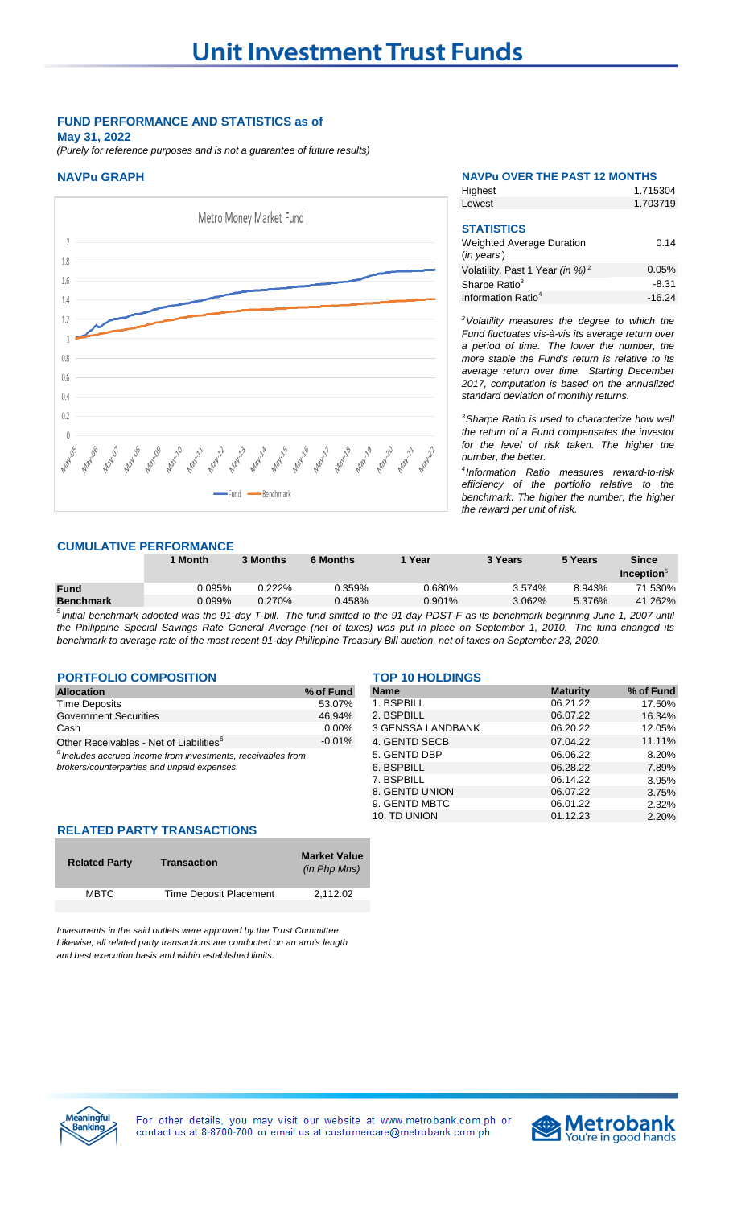# Unit Investment Trust Funds

**FUND PERFORMANCE AND STATISTICS as of May 31, 2022**

*(Purely for reference purposes and is not a guarantee of future results)*

## NAVPu GRAPH

## NAVPu OVER THE PAST 12 MONTHS

| | |
|---|---|
| Highest | 1.715304 |
| Lowest | 1.703719 |

## STATISTICS

| | |
|---|---|
| Weighted Average Duration (*in years*) | 0.14 |
| Volatility, Past 1 Year *(in %)*[2] | 0.05% |
| Sharpe Ratio[3] | -8.31 |
| Information Ratio[4] | -16.24 |

*[2]Volatility measures the degree to which the Fund fluctuates vis-à-vis its average return over a period of time. The lower the number, the more stable the Fund's return is relative to its average return over time. Starting December 2017, computation is based on the annualized standard deviation of monthly returns.*

*[3]Sharpe Ratio is used to characterize how well the return of a Fund compensates the investor for the level of risk taken. The higher the number, the better.*

*[4]Information Ratio measures reward-to-risk efficiency of the portfolio relative to the benchmark. The higher the number, the higher the reward per unit of risk.*

## CUMULATIVE PERFORMANCE

| | 1 Month | 3 Months | 6 Months | 1 Year | 3 Years | 5 Years | Since Inception[5] |
|---|---|---|---|---|---|---|---|
| **Fund** | 0.095% | 0.222% | 0.359% | 0.680% | 3.574% | 8.943% | 71.530% |
| **Benchmark** | 0.099% | 0.270% | 0.458% | 0.901% | 3.062% | 5.376% | 41.262% |

*[5]Initial benchmark adopted was the 91-day T-bill. The fund shifted to the 91-day PDST-F as its benchmark beginning June 1, 2007 until the Philippine Special Savings Rate General Average (net of taxes) was put in place on September 1, 2010. The fund changed its benchmark to average rate of the most recent 91-day Philippine Treasury Bill auction, net of taxes on September 23, 2020.*

## PORTFOLIO COMPOSITION

| Allocation | % of Fund |
|---|---|
| Time Deposits | 53.07% |
| Government Securities | 46.94% |
| Cash | 0.00% |
| Other Receivables - Net of Liabilities[6] | -0.01% |

*[6]Includes accrued income from investments, receivables from brokers/counterparties and unpaid expenses.*

## TOP 10 HOLDINGS

| Name | Maturity | % of Fund |
|---|---|---|
| 1. BSPBILL | 06.21.22 | 17.50% |
| 2. BSPBILL | 06.07.22 | 16.34% |
| 3 GENSSA LANDBANK | 06.20.22 | 12.05% |
| 4. GENTD SECB | 07.04.22 | 11.11% |
| 5. GENTD DBP | 06.06.22 | 8.20% |
| 6. BSPBILL | 06.28.22 | 7.89% |
| 7. BSPBILL | 06.14.22 | 3.95% |
| 8. GENTD UNION | 06.07.22 | 3.75% |
| 9. GENTD MBTC | 06.01.22 | 2.32% |
| 10. TD UNION | 01.12.23 | 2.20% |

## RELATED PARTY TRANSACTIONS

| Related Party | Transaction | Market Value *(in Php Mns)* |
|---|---|---|
| MBTC | Time Deposit Placement | 2,112.02 |

*Investments in the said outlets were approved by the Trust Committee. Likewise, all related party transactions are conducted on an arm's length and best execution basis and within established limits.*

For other details, you may visit our website at www.metrobank.com.ph or contact us at 8-8700-700 or email us at customercare@metrobank.com.ph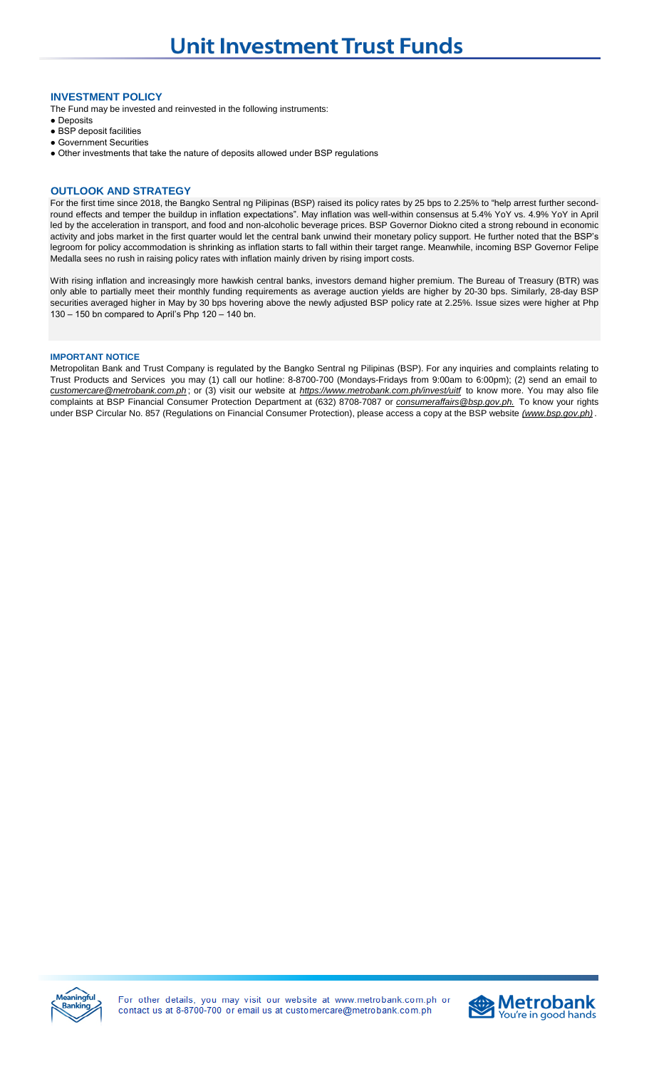# Unit Investment Trust Funds

## INVESTMENT POLICY

The Fund may be invested and reinvested in the following instruments:

- Deposits
- BSP deposit facilities
- Government Securities
- Other investments that take the nature of deposits allowed under BSP regulations

## OUTLOOK AND STRATEGY

For the first time since 2018, the Bangko Sentral ng Pilipinas (BSP) raised its policy rates by 25 bps to 2.25% to "help arrest further second-round effects and temper the buildup in inflation expectations". May inflation was well-within consensus at 5.4% YoY vs. 4.9% YoY in April led by the acceleration in transport, and food and non-alcoholic beverage prices. BSP Governor Diokno cited a strong rebound in economic activity and jobs market in the first quarter would let the central bank unwind their monetary policy support. He further noted that the BSP's legroom for policy accommodation is shrinking as inflation starts to fall within their target range. Meanwhile, incoming BSP Governor Felipe Medalla sees no rush in raising policy rates with inflation mainly driven by rising import costs.

With rising inflation and increasingly more hawkish central banks, investors demand higher premium. The Bureau of Treasury (BTR) was only able to partially meet their monthly funding requirements as average auction yields are higher by 20-30 bps. Similarly, 28-day BSP securities averaged higher in May by 30 bps hovering above the newly adjusted BSP policy rate at 2.25%. Issue sizes were higher at Php 130 – 150 bn compared to April's Php 120 – 140 bn.

### IMPORTANT NOTICE

Metropolitan Bank and Trust Company is regulated by the Bangko Sentral ng Pilipinas (BSP). For any inquiries and complaints relating to Trust Products and Services you may (1) call our hotline: 8-8700-700 (Mondays-Fridays from 9:00am to 6:00pm); (2) send an email to *customercare@metrobank.com.ph*; or (3) visit our website at *https://www.metrobank.com.ph/invest/uitf* to know more. You may also file complaints at BSP Financial Consumer Protection Department at (632) 8708-7087 or *consumeraffairs@bsp.gov.ph.* To know your rights under BSP Circular No. 857 (Regulations on Financial Consumer Protection), please access a copy at the BSP website *(www.bsp.gov.ph)*.

For other details, you may visit our website at www.metrobank.com.ph or contact us at 8-8700-700 or email us at customercare@metrobank.com.ph